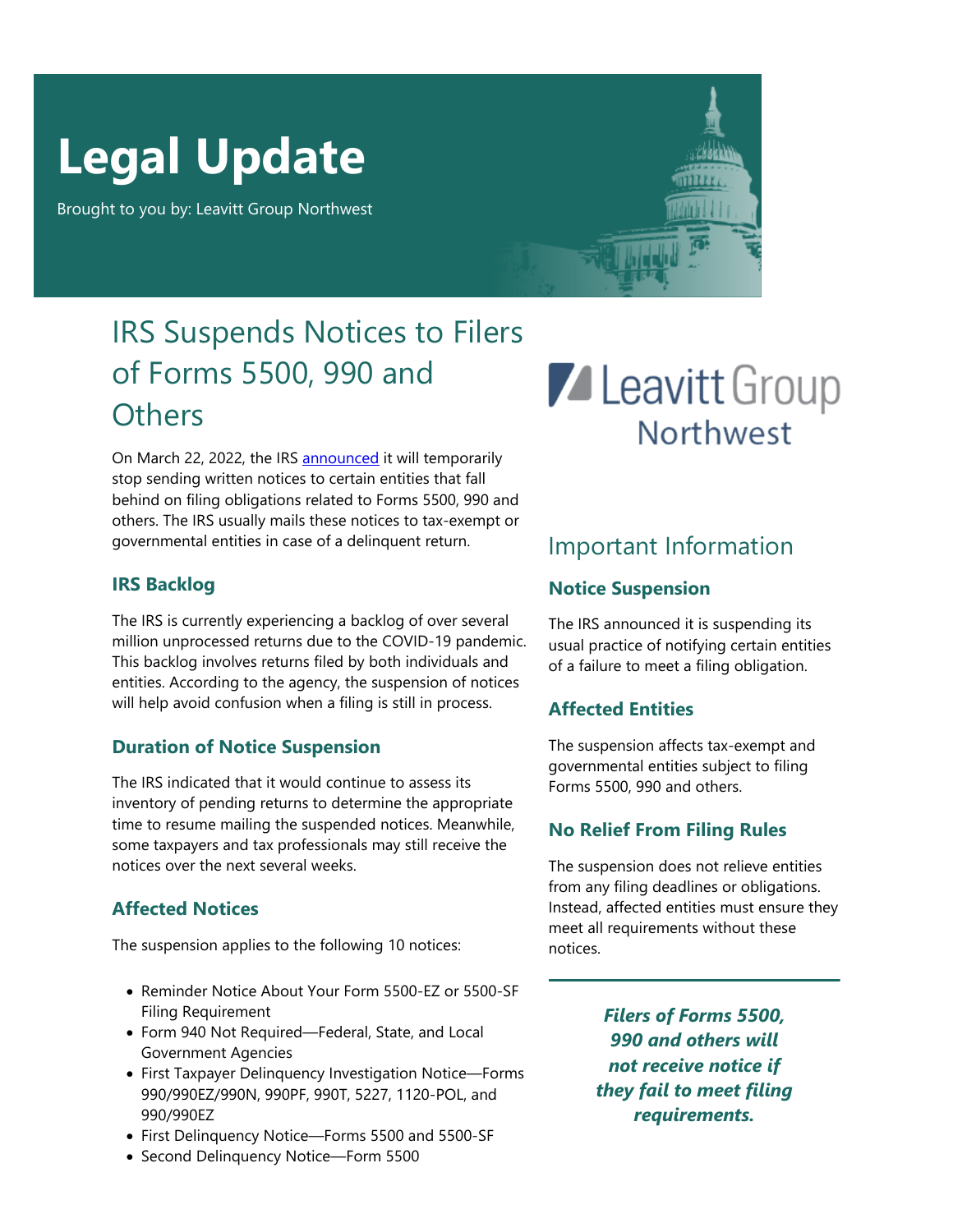# Legal Update

Brought to you by: Leavitt Group Northwest

## IRS Suspends Notices to Filers of Forms 5500, 990 and Others

On March 22, 2022, the IRS announced it will temporarily stop sending written notices to certain entities that fall behind on filing obligations related to Forms 5500, 990 and others. The IRS usually mails these notices to tax-exempt or governmental entities in case of a delinquent return.

### IRS Backlog

The IRS is currently experiencing a backlog of over several million unprocessed returns due to the COVID-19 pandemic. This backlog involves returns filed by both individuals and entities. According to the agency, the suspension of notices will help avoid confusion when a filing is still in process.

### Duration of Notice Suspension

The IRS indicated that it would continue to assess its inventory of pending returns to determine the appropriate time to resume mailing the suspended notices. Meanwhile, some taxpayers and tax professionals may still receive the notices over the next several weeks.

### Affected Notices

The suspension applies to the following 10 notices:

- Reminder Notice About Your Form 5500-EZ or 5500-SF Filing Requirement
- Form 940 Not Required—Federal, State, and Local Government Agencies
- First Taxpayer Delinquency Investigation Notice—Forms 990/990EZ/990N, 990PF, 990T, 5227, 1120-POL, and 990/990EZ
- First Delinquency Notice—Forms 5500 and 5500-SF
- Second Delinquency Notice—Form 5500

## Important Information

### Notice Suspension

The IRS announced it is suspending its usual practice of notifying certain entities of a failure to meet a filing obligation.

### Affected Entities

The suspension affects tax-exempt and governmental entities subject to filing Forms 5500, 990 and others.

### No Relief From Filing Rules

The suspension does not relieve entities from any filing deadlines or obligations. Instead, affected entities must ensure they meet all requirements without these notices.

***Filers of Forms 5500, 990 and others will not receive notice if they fail to meet filing requirements.***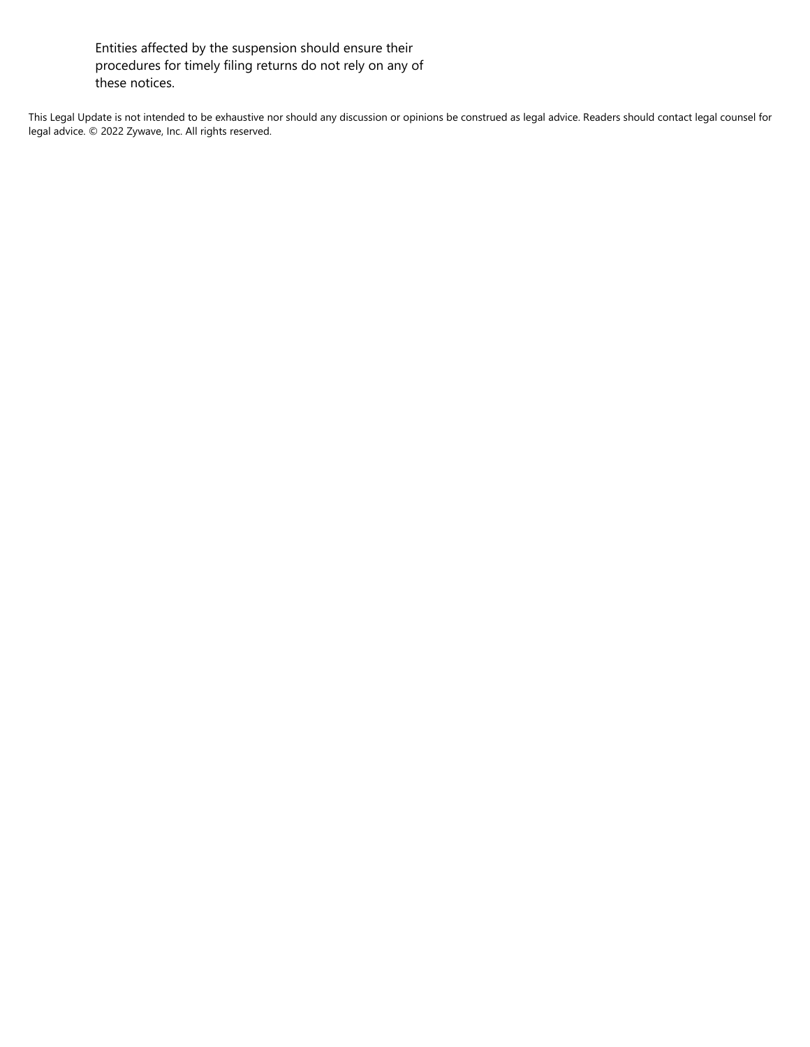Entities affected by the suspension should ensure their procedures for timely filing returns do not rely on any of these notices.

This Legal Update is not intended to be exhaustive nor should any discussion or opinions be construed as legal advice. Readers should contact legal counsel for legal advice. © 2022 Zywave, Inc. All rights reserved.